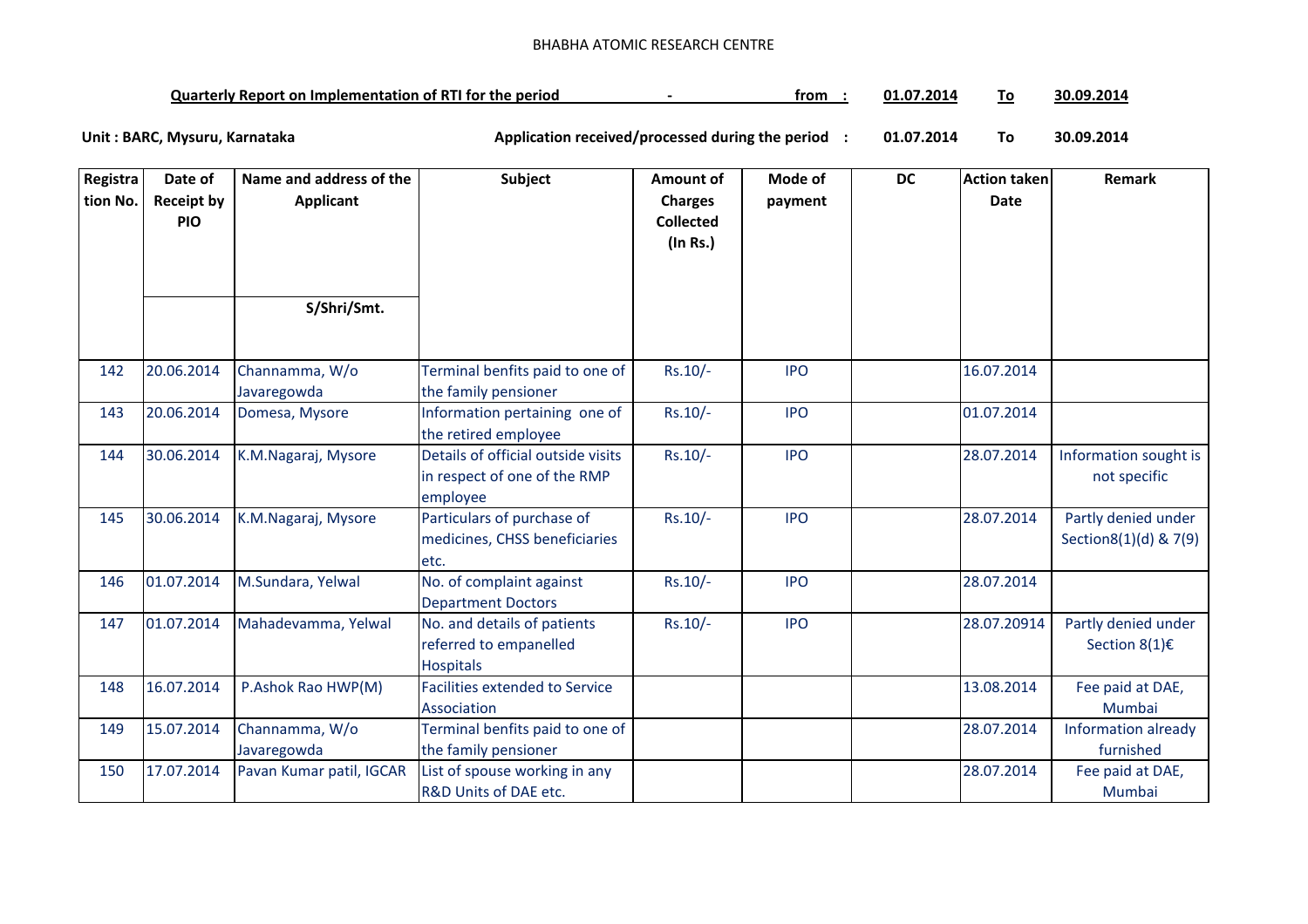BHABHA ATOMIC RESEARCH CENTRE

**Quarterly Report on Implementation of RTI for the period - from : 01.07.2014 To 30.09.2014**

**Unit : BARC, Mysuru, Karnataka** **Application received/processed during the period : 01.07.2014 To 30.09.2014**

| Registration No. | Date of Receipt by PIO | Name and address of the Applicant S/Shri/Smt. | Subject | Amount of Charges Collected (In Rs.) | Mode of payment | DC | Action taken Date | Remark |
|---|---|---|---|---|---|---|---|---|
| 142 | 20.06.2014 | Channamma, W/o Javaregowda | Terminal benfits paid to one of the family pensioner | Rs.10/- | IPO | | 16.07.2014 | |
| 143 | 20.06.2014 | Domesa, Mysore | Information pertaining one of the retired employee | Rs.10/- | IPO | | 01.07.2014 | |
| 144 | 30.06.2014 | K.M.Nagaraj, Mysore | Details of official outside visits in respect of one of the RMP employee | Rs.10/- | IPO | | 28.07.2014 | Information sought is not specific |
| 145 | 30.06.2014 | K.M.Nagaraj, Mysore | Particulars of purchase of medicines, CHSS beneficiaries etc. | Rs.10/- | IPO | | 28.07.2014 | Partly denied under Section8(1)(d) & 7(9) |
| 146 | 01.07.2014 | M.Sundara, Yelwal | No. of complaint against Department Doctors | Rs.10/- | IPO | | 28.07.2014 | |
| 147 | 01.07.2014 | Mahadevamma, Yelwal | No. and details of patients referred to empanelled Hospitals | Rs.10/- | IPO | | 28.07.20914 | Partly denied under Section 8(1)€ |
| 148 | 16.07.2014 | P.Ashok Rao HWP(M) | Facilities extended to Service Association | | | | 13.08.2014 | Fee paid at DAE, Mumbai |
| 149 | 15.07.2014 | Channamma, W/o Javaregowda | Terminal benfits paid to one of the family pensioner | | | | 28.07.2014 | Information already furnished |
| 150 | 17.07.2014 | Pavan Kumar patil, IGCAR | List of spouse working in any R&D Units of DAE etc. | | | | 28.07.2014 | Fee paid at DAE, Mumbai |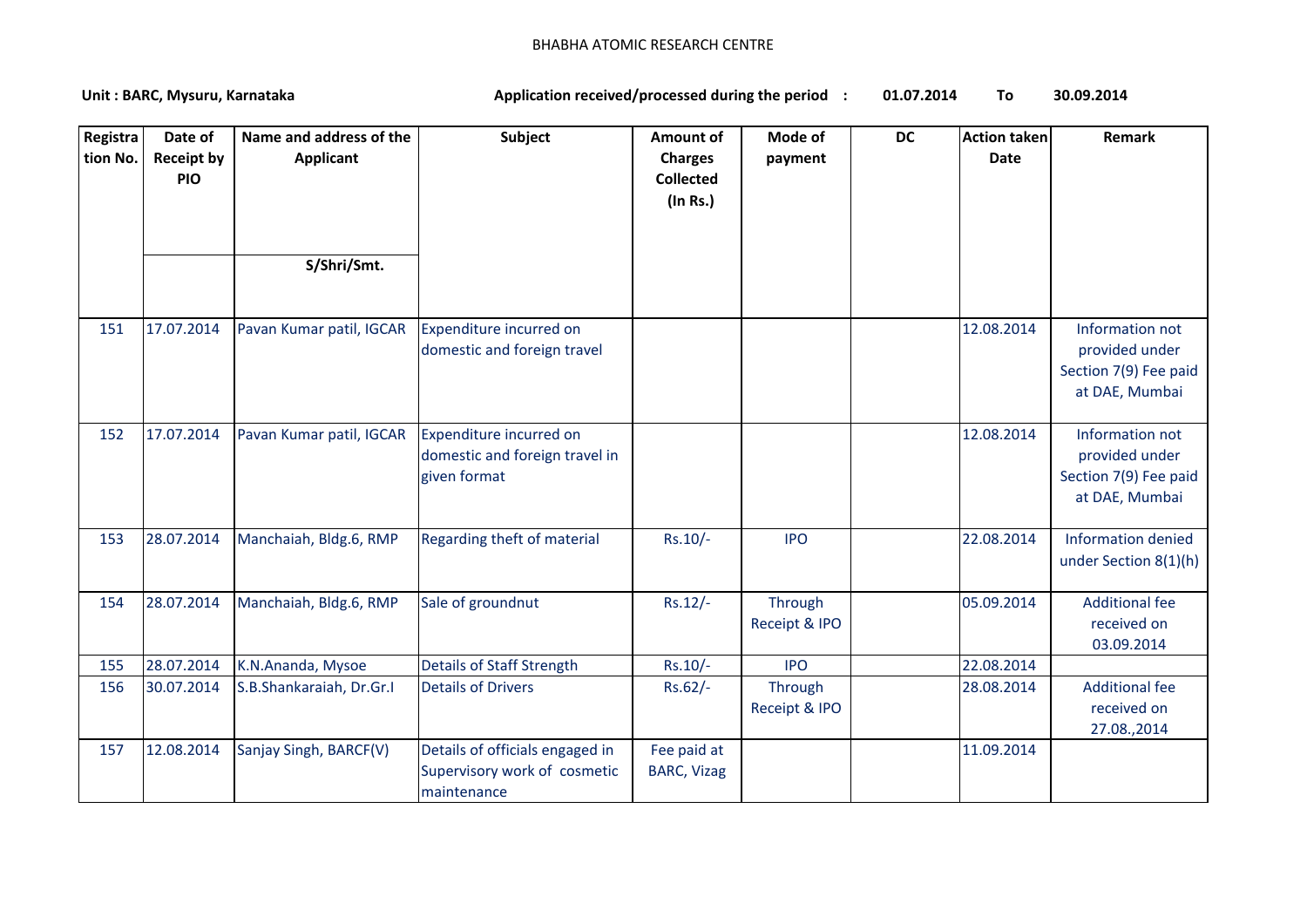BHABHA ATOMIC RESEARCH CENTRE

**Unit : BARC, Mysuru, Karnataka** **Application received/processed during the period : 01.07.2014 To 30.09.2014**

| Registration No. | Date of Receipt by PIO | Name and address of the Applicant S/Shri/Smt. | Subject | Amount of Charges Collected (In Rs.) | Mode of payment | DC | Action taken Date | Remark |
|---|---|---|---|---|---|---|---|---|
| 151 | 17.07.2014 | Pavan Kumar patil, IGCAR | Expenditure incurred on domestic and foreign travel | | | | 12.08.2014 | Information not provided under Section 7(9) Fee paid at DAE, Mumbai |
| 152 | 17.07.2014 | Pavan Kumar patil, IGCAR | Expenditure incurred on domestic and foreign travel in given format | | | | 12.08.2014 | Information not provided under Section 7(9) Fee paid at DAE, Mumbai |
| 153 | 28.07.2014 | Manchaiah, Bldg.6, RMP | Regarding theft of material | Rs.10/- | IPO | | 22.08.2014 | Information denied under Section 8(1)(h) |
| 154 | 28.07.2014 | Manchaiah, Bldg.6, RMP | Sale of groundnut | Rs.12/- | Through Receipt & IPO | | 05.09.2014 | Additional fee received on 03.09.2014 |
| 155 | 28.07.2014 | K.N.Ananda, Mysoe | Details of Staff Strength | Rs.10/- | IPO | | 22.08.2014 | |
| 156 | 30.07.2014 | S.B.Shankaraiah, Dr.Gr.I | Details of Drivers | Rs.62/- | Through Receipt & IPO | | 28.08.2014 | Additional fee received on 27.08.,2014 |
| 157 | 12.08.2014 | Sanjay Singh, BARCF(V) | Details of officials engaged in Supervisory work of cosmetic maintenance | Fee paid at BARC, Vizag | | | 11.09.2014 | |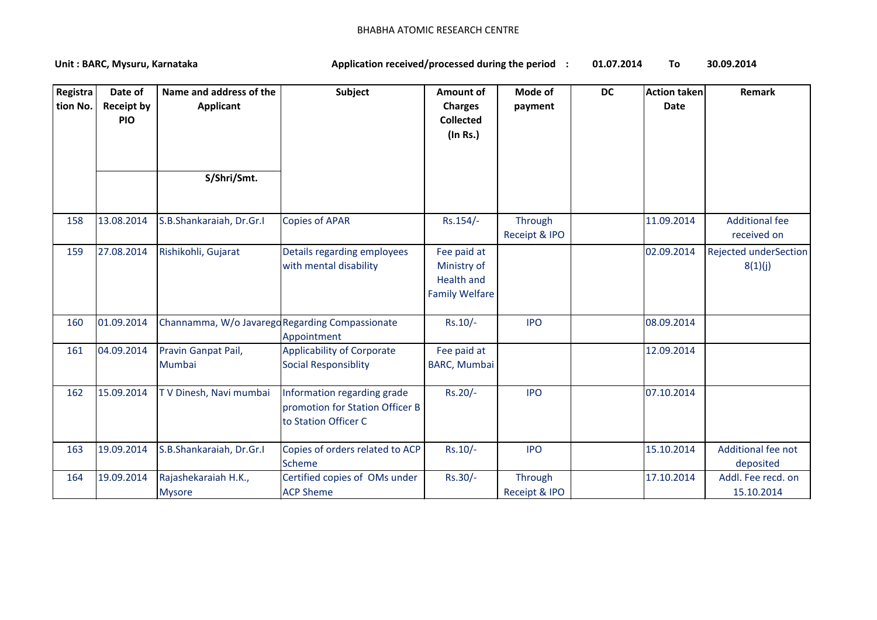BHABHA ATOMIC RESEARCH CENTRE

**Unit : BARC, Mysuru, Karnataka** **Application received/processed during the period : 01.07.2014 To 30.09.2014**

| Registration No. | Date of Receipt by PIO | Name and address of the Applicant S/Shri/Smt. | Subject | Amount of Charges Collected (In Rs.) | Mode of payment | DC | Action taken Date | Remark |
|---|---|---|---|---|---|---|---|---|
| 158 | 13.08.2014 | S.B.Shankaraiah, Dr.Gr.I | Copies of APAR | Rs.154/- | Through Receipt & IPO | | 11.09.2014 | Additional fee received on |
| 159 | 27.08.2014 | Rishikohli, Gujarat | Details regarding employees with mental disability | Fee paid at Ministry of Health and Family Welfare | | | 02.09.2014 | Rejected underSection 8(1)(j) |
| 160 | 01.09.2014 | Channamma, W/o Javarego | Regarding Compassionate Appointment | Rs.10/- | IPO | | 08.09.2014 | |
| 161 | 04.09.2014 | Pravin Ganpat Pail, Mumbai | Applicability of Corporate Social Responsiblity | Fee paid at BARC, Mumbai | | | 12.09.2014 | |
| 162 | 15.09.2014 | T V Dinesh, Navi mumbai | Information regarding grade promotion for Station Officer B to Station Officer C | Rs.20/- | IPO | | 07.10.2014 | |
| 163 | 19.09.2014 | S.B.Shankaraiah, Dr.Gr.I | Copies of orders related to ACP Scheme | Rs.10/- | IPO | | 15.10.2014 | Additional fee not deposited |
| 164 | 19.09.2014 | Rajashekaraiah H.K., Mysore | Certified copies of OMs under ACP Sheme | Rs.30/- | Through Receipt & IPO | | 17.10.2014 | Addl. Fee recd. on 15.10.2014 |